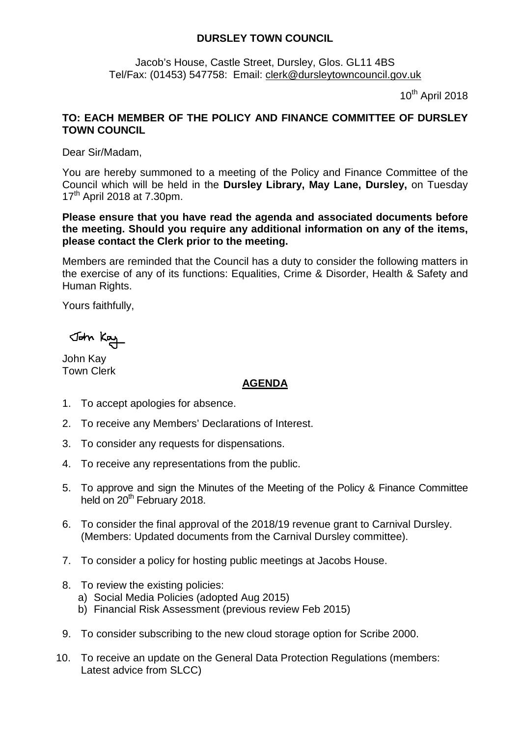**DURSLEY TOWN COUNCIL**

Jacob's House, Castle Street, Dursley, Glos. GL11 4BS
Tel/Fax: (01453) 547758: Email: clerk@dursleytowncouncil.gov.uk

10th April 2018

**TO: EACH MEMBER OF THE POLICY AND FINANCE COMMITTEE OF DURSLEY TOWN COUNCIL**

Dear Sir/Madam,

You are hereby summoned to a meeting of the Policy and Finance Committee of the Council which will be held in the **Dursley Library, May Lane, Dursley,** on Tuesday 17th April 2018 at 7.30pm.

**Please ensure that you have read the agenda and associated documents before the meeting. Should you require any additional information on any of the items, please contact the Clerk prior to the meeting.**

Members are reminded that the Council has a duty to consider the following matters in the exercise of any of its functions: Equalities, Crime & Disorder, Health & Safety and Human Rights.

Yours faithfully,

John Kay

John Kay
Town Clerk

## AGENDA

1. To accept apologies for absence.
2. To receive any Members' Declarations of Interest.
3. To consider any requests for dispensations.
4. To receive any representations from the public.
5. To approve and sign the Minutes of the Meeting of the Policy & Finance Committee held on 20th February 2018.
6. To consider the final approval of the 2018/19 revenue grant to Carnival Dursley. (Members: Updated documents from the Carnival Dursley committee).
7. To consider a policy for hosting public meetings at Jacobs House.
8. To review the existing policies:
   a) Social Media Policies (adopted Aug 2015)
   b) Financial Risk Assessment (previous review Feb 2015)
9. To consider subscribing to the new cloud storage option for Scribe 2000.
10. To receive an update on the General Data Protection Regulations (members: Latest advice from SLCC)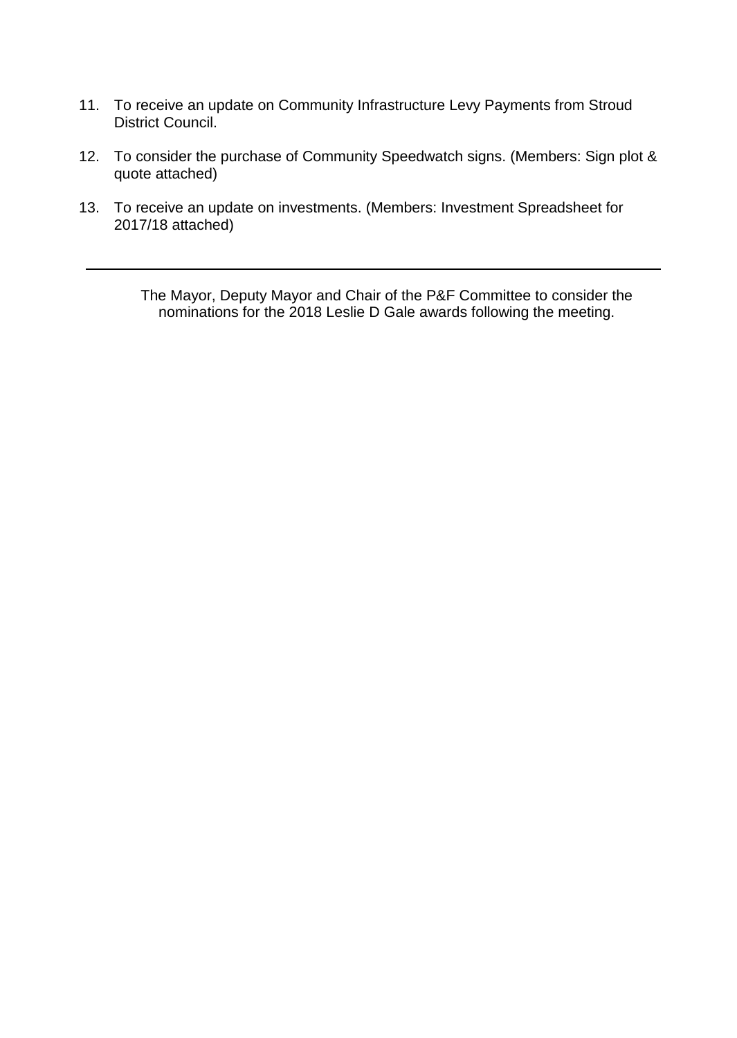11. To receive an update on Community Infrastructure Levy Payments from Stroud District Council.

12. To consider the purchase of Community Speedwatch signs. (Members: Sign plot & quote attached)

13. To receive an update on investments. (Members: Investment Spreadsheet for 2017/18 attached)

---

The Mayor, Deputy Mayor and Chair of the P&F Committee to consider the nominations for the 2018 Leslie D Gale awards following the meeting.